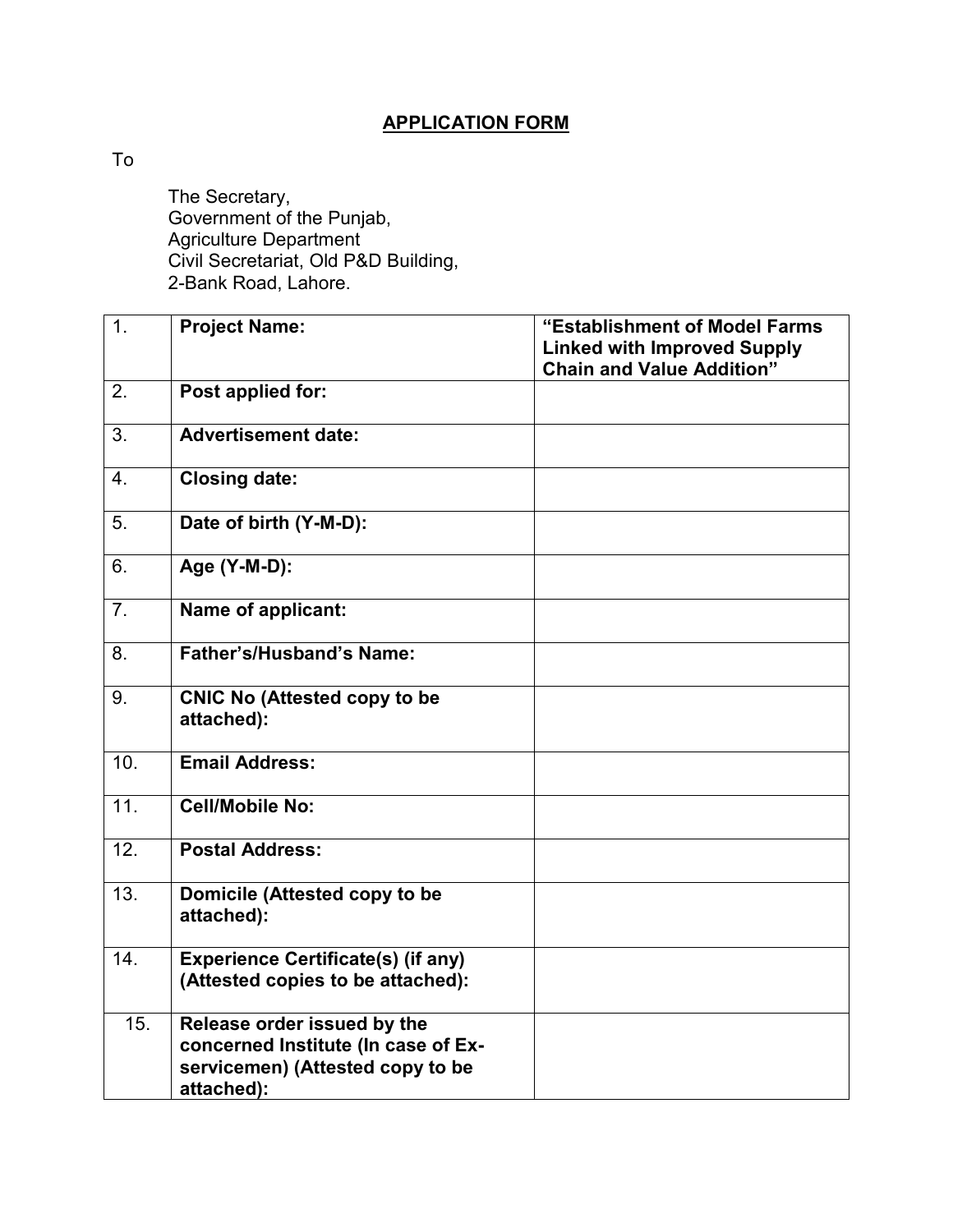## APPLICATION FORM

To

The Secretary,
Government of the Punjab,
Agriculture Department
Civil Secretariat, Old P&D Building,
2-Bank Road, Lahore.

| | | |
|---|---|---|
| 1. | **Project Name:** | **"Establishment of Model Farms Linked with Improved Supply Chain and Value Addition"** |
| 2. | **Post applied for:** | |
| 3. | **Advertisement date:** | |
| 4. | **Closing date:** | |
| 5. | **Date of birth (Y-M-D):** | |
| 6. | **Age (Y-M-D):** | |
| 7. | **Name of applicant:** | |
| 8. | **Father's/Husband's Name:** | |
| 9. | **CNIC No (Attested copy to be attached):** | |
| 10. | **Email Address:** | |
| 11. | **Cell/Mobile No:** | |
| 12. | **Postal Address:** | |
| 13. | **Domicile (Attested copy to be attached):** | |
| 14. | **Experience Certificate(s) (if any) (Attested copies to be attached):** | |
| 15. | **Release order issued by the concerned Institute (In case of Ex-servicemen) (Attested copy to be attached):** | |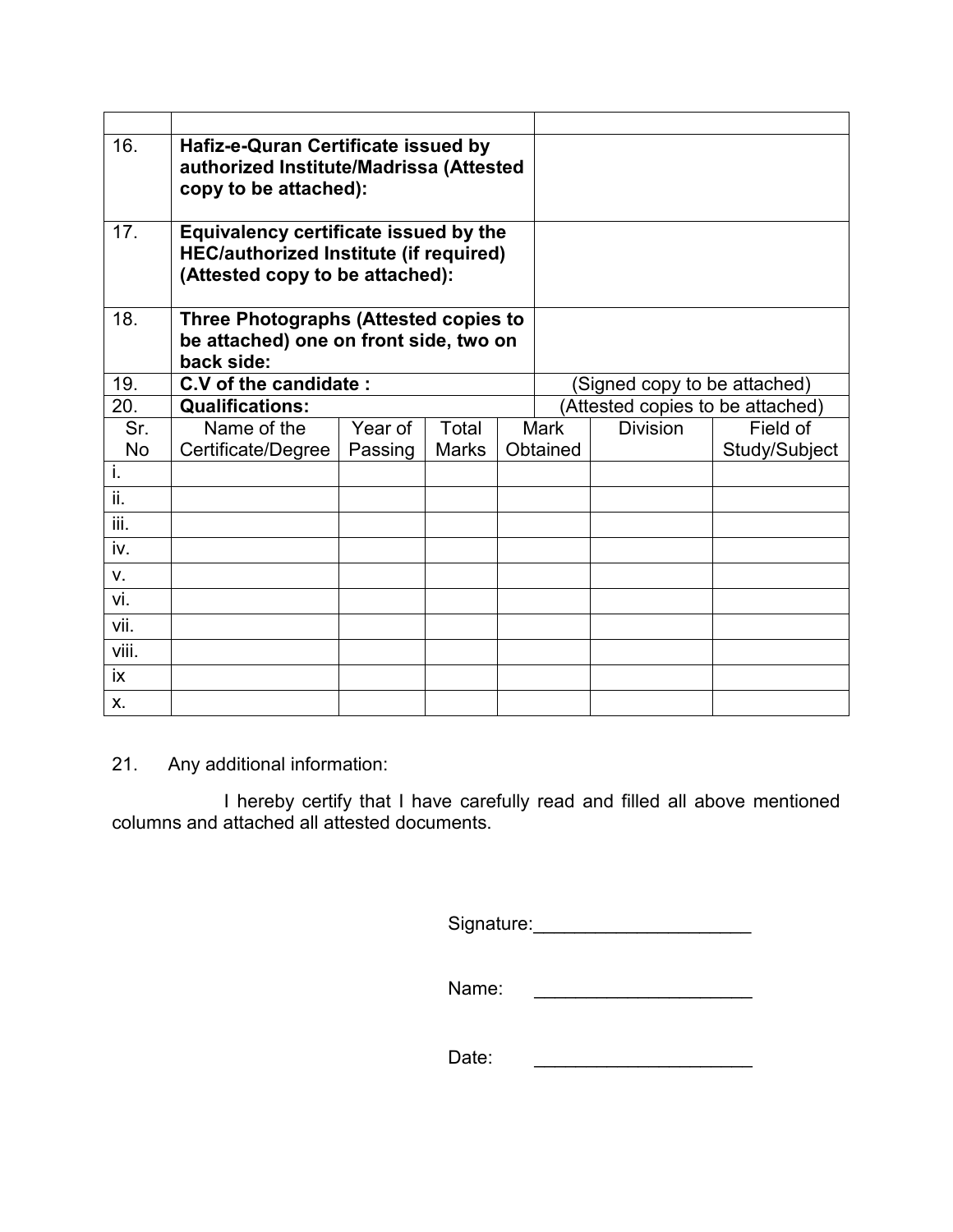| | | |
|---|---|---|
| | | |
| 16. | **Hafiz-e-Quran Certificate issued by authorized Institute/Madrissa (Attested copy to be attached):** | |
| 17. | **Equivalency certificate issued by the HEC/authorized Institute (if required) (Attested copy to be attached):** | |
| 18. | **Three Photographs (Attested copies to be attached) one on front side, two on back side:** | |
| 19. | **C.V of the candidate :** | (Signed copy to be attached) |
| 20. | **Qualifications:** | (Attested copies to be attached) |

| Sr. No | Name of the Certificate/Degree | Year of Passing | Total Marks | Mark Obtained | Division | Field of Study/Subject |
|---|---|---|---|---|---|---|
| i. | | | | | | |
| ii. | | | | | | |
| iii. | | | | | | |
| iv. | | | | | | |
| v. | | | | | | |
| vi. | | | | | | |
| vii. | | | | | | |
| viii. | | | | | | |
| ix | | | | | | |
| x. | | | | | | |

21. Any additional information:

I hereby certify that I have carefully read and filled all above mentioned columns and attached all attested documents.

Signature:_____________________

Name: _____________________

Date: _____________________